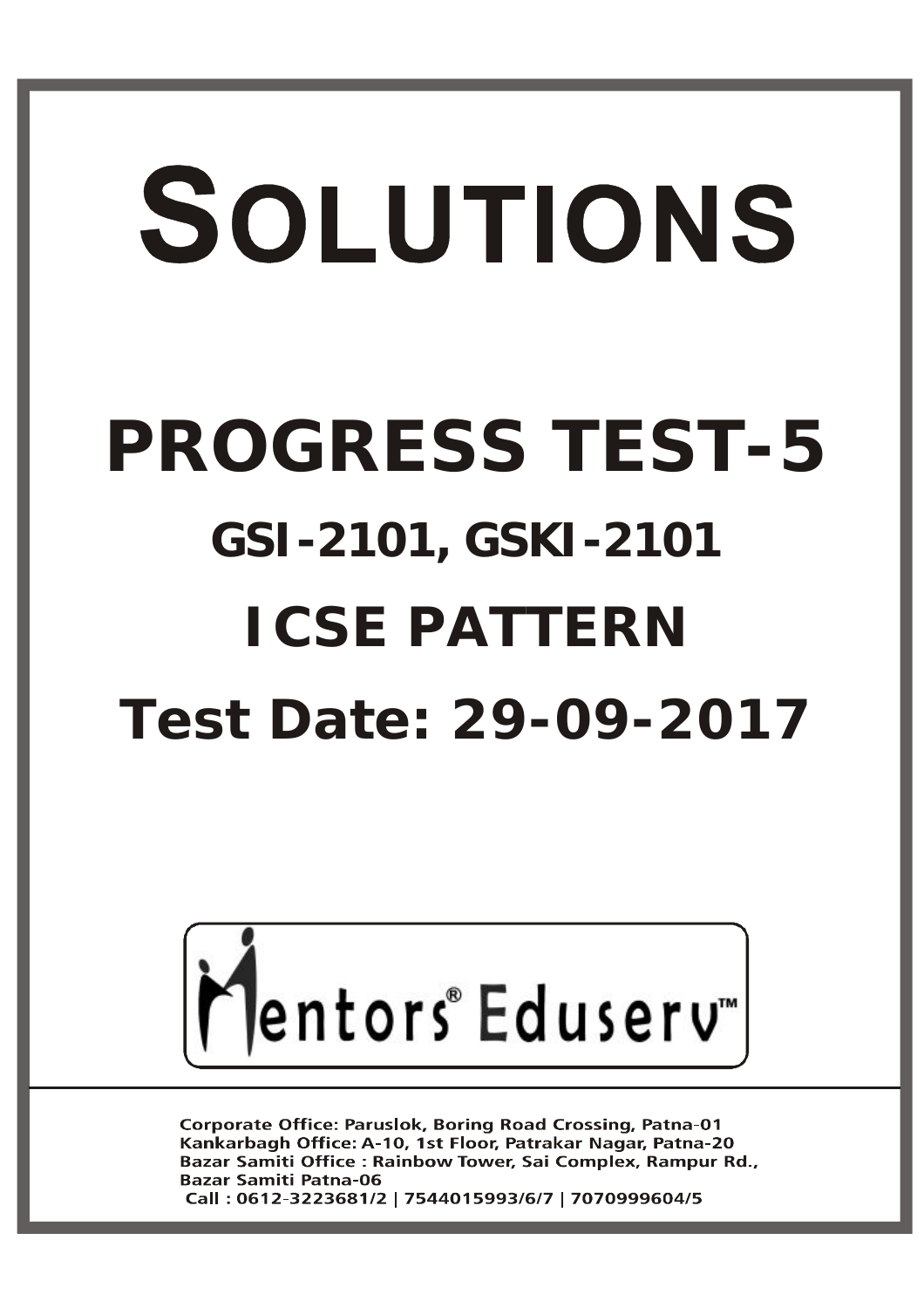# SOLUTIONS

# PROGRESS TEST-5

## GSI-2101, GSKI-2101

## ICSE PATTERN

## Test Date: 29-09-2017

Mentors® Eduserv™

Corporate Office: Paruslok, Boring Road Crossing, Patna-01
Kankarbagh Office: A-10, 1st Floor, Patrakar Nagar, Patna-20
Bazar Samiti Office : Rainbow Tower, Sai Complex, Rampur Rd., Bazar Samiti Patna-06
Call : 0612-3223681/2 | 7544015993/6/7 | 7070999604/5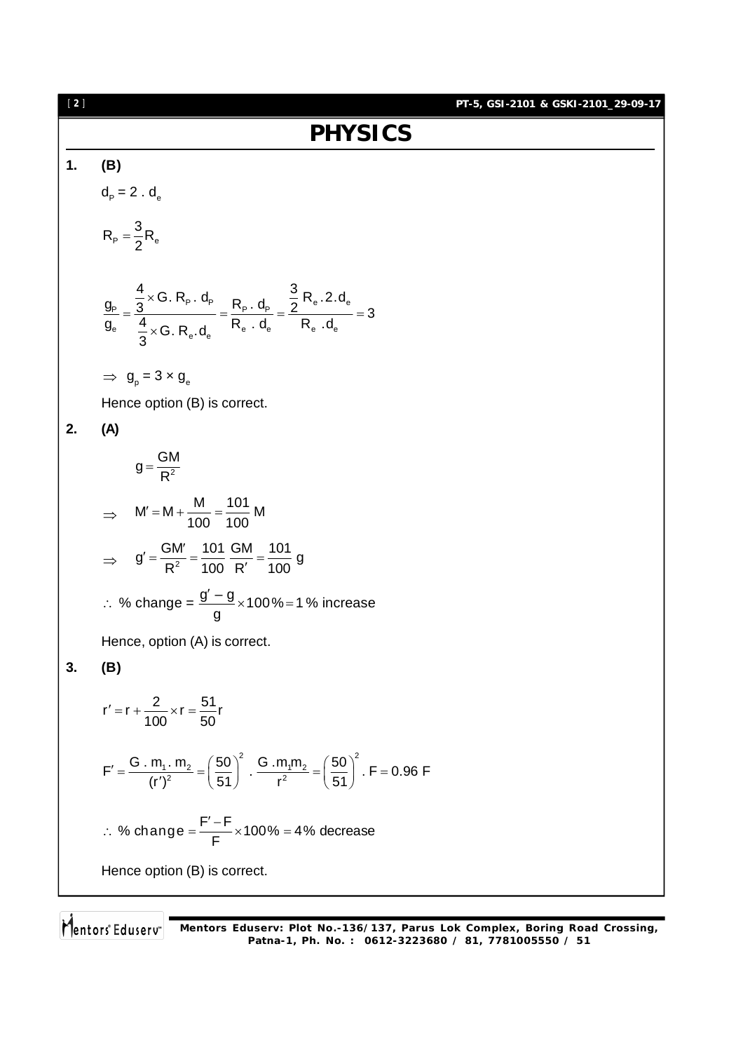// PHYSICS

**1.** **(B)**

$d_P = 2 . d_e$

$R_P = \frac{3}{2} R_e$

$$\frac{g_P}{g_e} = \frac{\frac{4}{3} \times G . R_P . d_P}{\frac{4}{3} \times G . R_e . d_e} = \frac{R_P . d_P}{R_e . d_e} = \frac{\frac{3}{2} R_e . 2 . d_e}{R_e . d_e} = 3$$

$\Rightarrow g_p = 3 \times g_e$

Hence option (B) is correct.

**2.** **(A)**

$$g = \frac{GM}{R^2}$$

$$\Rightarrow \quad M' = M + \frac{M}{100} = \frac{101}{100} M$$

$$\Rightarrow \quad g' = \frac{GM'}{R^2} = \frac{101}{100} \frac{GM}{R'} = \frac{101}{100} g$$

$\therefore$ % change = $\frac{g' - g}{g} \times 100\% = 1\%$ increase

Hence, option (A) is correct.

**3.** **(B)**

$$r' = r + \frac{2}{100} \times r = \frac{51}{50} r$$

$$F' = \frac{G . m_1 . m_2}{(r')^2} = \left(\frac{50}{51}\right)^2 . \frac{G . m_1 m_2}{r^2} = \left(\frac{50}{51}\right)^2 . F = 0.96 F$$

$\therefore$ % change $= \frac{F' - F}{F} \times 100\% = 4\%$ decrease

Hence option (B) is correct.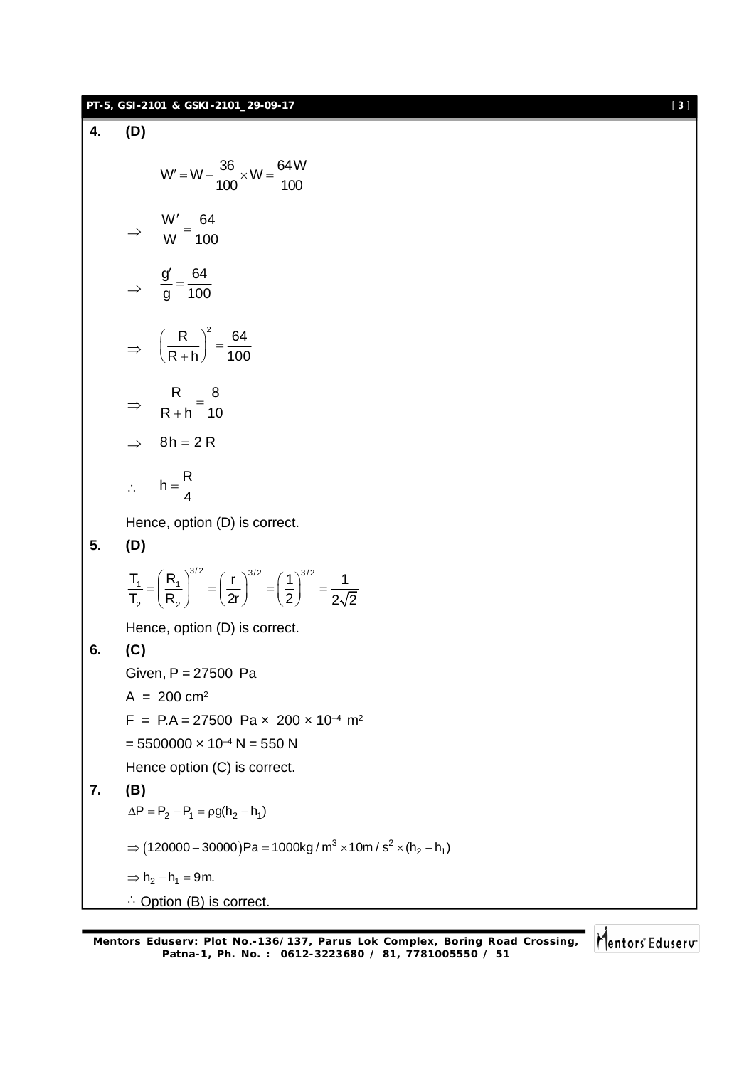**4.** **(D)**

$$W' = W - \frac{36}{100} \times W = \frac{64W}{100}$$

$$\Rightarrow \quad \frac{W'}{W} = \frac{64}{100}$$

$$\Rightarrow \quad \frac{g'}{g} = \frac{64}{100}$$

$$\Rightarrow \quad \left(\frac{R}{R+h}\right)^2 = \frac{64}{100}$$

$$\Rightarrow \quad \frac{R}{R+h} = \frac{8}{10}$$

$$\Rightarrow \quad 8h = 2R$$

$$\therefore \quad h = \frac{R}{4}$$

Hence, option (D) is correct.

**5.** **(D)**

$$\frac{T_1}{T_2} = \left(\frac{R_1}{R_2}\right)^{3/2} = \left(\frac{r}{2r}\right)^{3/2} = \left(\frac{1}{2}\right)^{3/2} = \frac{1}{2\sqrt{2}}$$

Hence, option (D) is correct.

**6.** **(C)**

Given, P = 27500 Pa

A = 200 $cm^2$

F = P.A = 27500 Pa × 200 × $10^{-4}$ $m^2$

= 5500000 × $10^{-4}$ N = 550 N

Hence option (C) is correct.

**7.** **(B)**

$$\Delta P = P_2 - P_1 = \rho g(h_2 - h_1)$$

$$\Rightarrow (120000 - 30000)\text{Pa} = 1000\text{kg/m}^3 \times 10\text{m/s}^2 \times (h_2 - h_1)$$

$$\Rightarrow h_2 - h_1 = 9\text{m}.$$

$\therefore$ Option (B) is correct.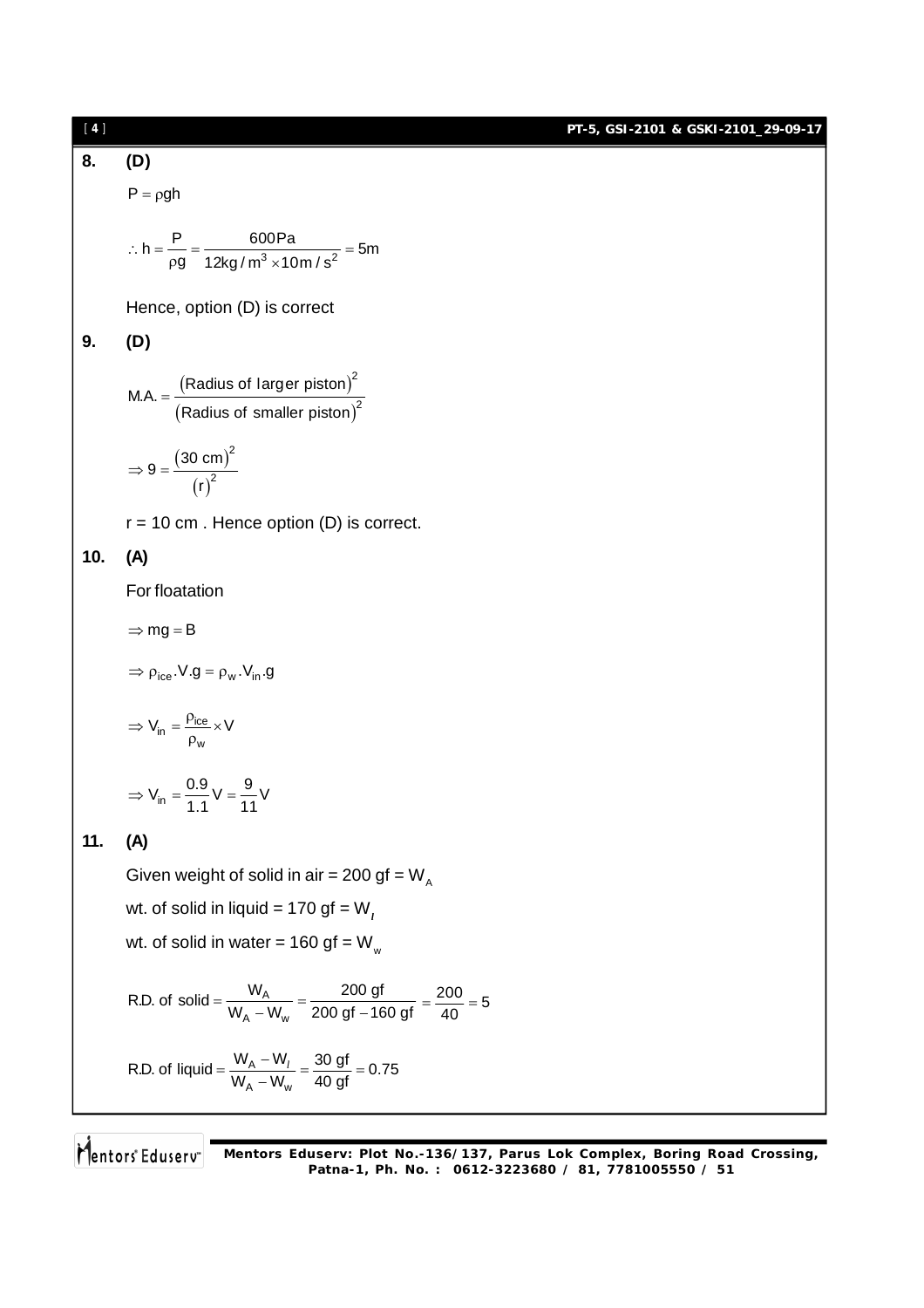**8. (D)**

$P = \rho g h$

$$\therefore h = \frac{P}{\rho g} = \frac{600 \text{Pa}}{12 \text{kg}/\text{m}^3 \times 10 \text{m}/\text{s}^2} = 5\text{m}$$

Hence, option (D) is correct

**9. (D)**

$$\text{M.A.} = \frac{(\text{Radius of larger piston})^2}{(\text{Radius of smaller piston})^2}$$

$$\Rightarrow 9 = \frac{(30 \text{ cm})^2}{(r)^2}$$

r = 10 cm . Hence option (D) is correct.

**10. (A)**

For floatation

$\Rightarrow mg = B$

$\Rightarrow \rho_{ice}.V.g = \rho_w.V_{in}.g$

$$\Rightarrow V_{in} = \frac{\rho_{ice}}{\rho_w} \times V$$

$$\Rightarrow V_{in} = \frac{0.9}{1.1} V = \frac{9}{11} V$$

**11. (A)**

Given weight of solid in air = 200 gf = $W_A$

wt. of solid in liquid = 170 gf = $W_l$

wt. of solid in water = 160 gf = $W_w$

$$\text{R.D. of solid} = \frac{W_A}{W_A - W_w} = \frac{200 \text{ gf}}{200 \text{ gf} - 160 \text{ gf}} = \frac{200}{40} = 5$$

$$\text{R.D. of liquid} = \frac{W_A - W_l}{W_A - W_w} = \frac{30 \text{ gf}}{40 \text{ gf}} = 0.75$$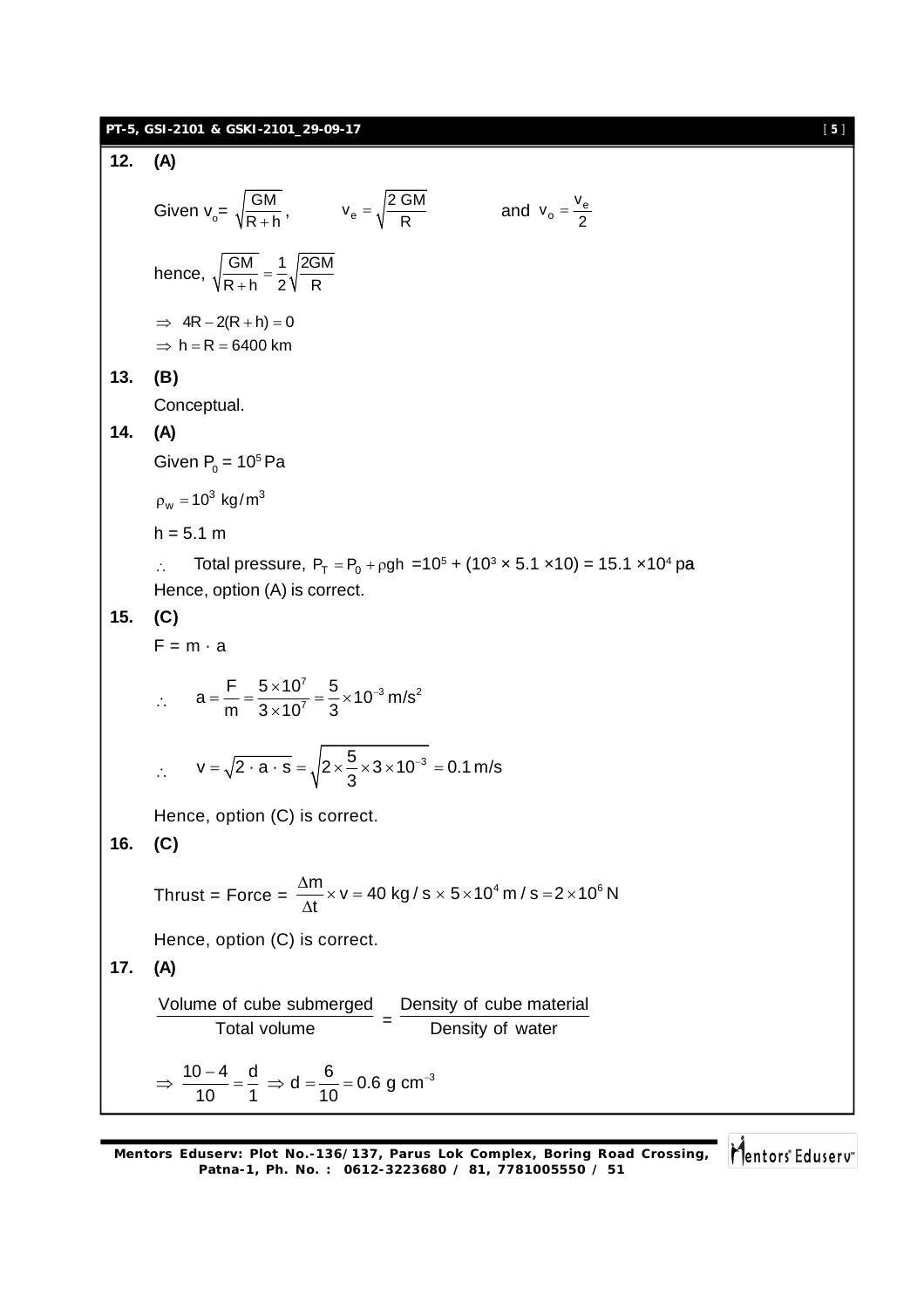**12. (A)**

Given $v_o = \sqrt{\dfrac{GM}{R+h}}$, $\quad v_e = \sqrt{\dfrac{2\,GM}{R}}$ $\quad$ and $v_o = \dfrac{v_e}{2}$

hence, $\sqrt{\dfrac{GM}{R+h}} = \dfrac{1}{2}\sqrt{\dfrac{2GM}{R}}$

$\Rightarrow\ 4R - 2(R+h) = 0$

$\Rightarrow\ h = R = 6400\text{ km}$

**13. (B)**

Conceptual.

**14. (A)**

Given $P_0 = 10^5\,\text{Pa}$

$\rho_w = 10^3\ \text{kg/m}^3$

$h = 5.1\ \text{m}$

$\therefore$ Total pressure, $P_T = P_0 + \rho g h = 10^5 + (10^3 \times 5.1 \times 10) = 15.1 \times 10^4$ pa

Hence, option (A) is correct.

**15. (C)**

$F = m \cdot a$

$$\therefore \quad a = \frac{F}{m} = \frac{5\times10^7}{3\times10^7} = \frac{5}{3}\times10^{-3}\ \text{m/s}^2$$

$$\therefore \quad v = \sqrt{2\cdot a\cdot s} = \sqrt{2\times\frac{5}{3}\times3\times10^{-3}} = 0.1\ \text{m/s}$$

Hence, option (C) is correct.

**16. (C)**

Thrust = Force = $\dfrac{\Delta m}{\Delta t}\times v = 40\ \text{kg/s}\times 5\times10^4\ \text{m/s} = 2\times10^6\ \text{N}$

Hence, option (C) is correct.

**17. (A)**

$$\frac{\text{Volume of cube submerged}}{\text{Total volume}} = \frac{\text{Density of cube material}}{\text{Density of water}}$$

$$\Rightarrow\ \frac{10-4}{10} = \frac{d}{1} \Rightarrow d = \frac{6}{10} = 0.6\ \text{g cm}^{-3}$$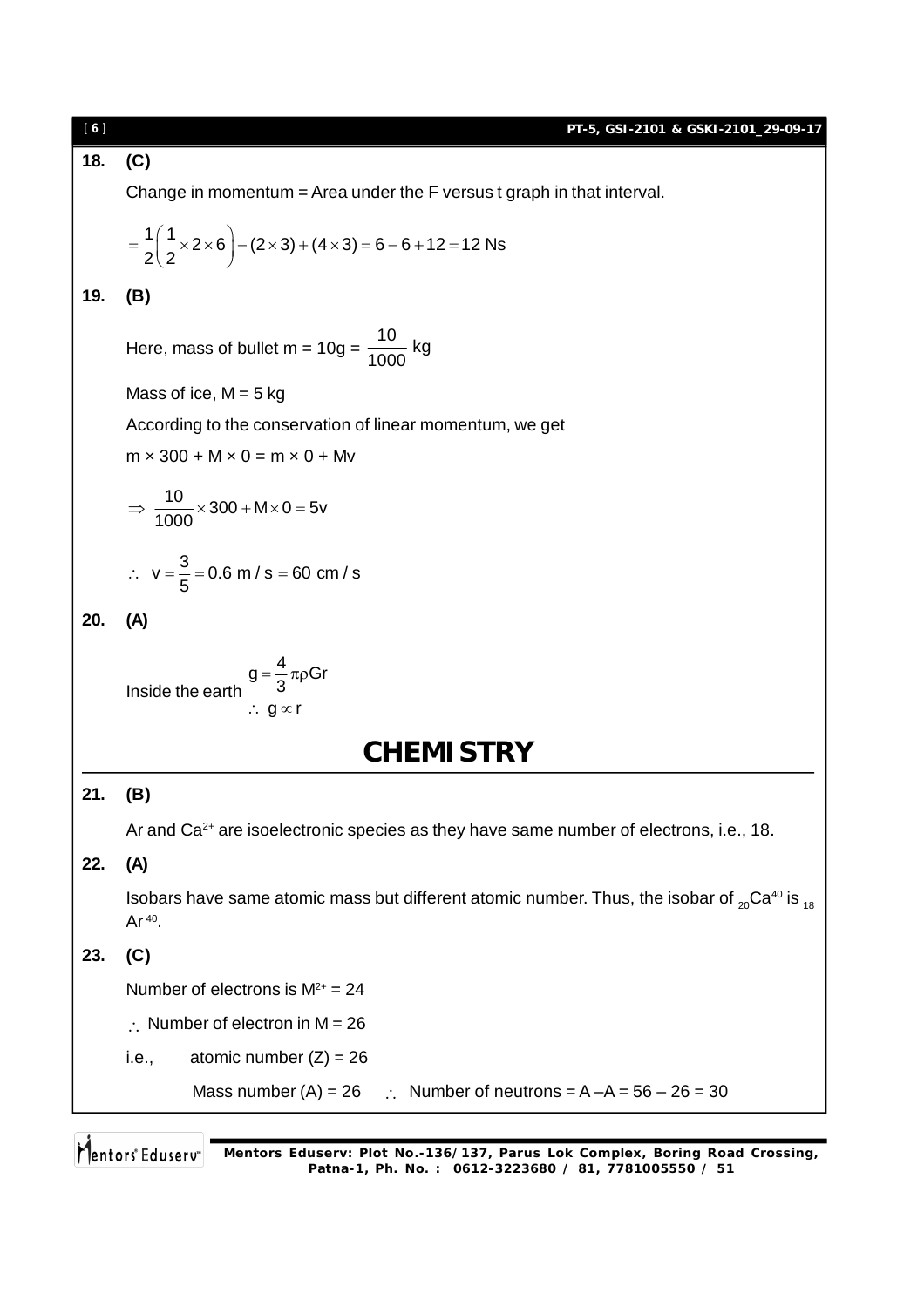**18. (C)**

Change in momentum = Area under the F versus t graph in that interval.

$$= \frac{1}{2}\left(\frac{1}{2} \times 2 \times 6\right) - (2 \times 3) + (4 \times 3) = 6 - 6 + 12 = 12 \text{ Ns}$$

**19. (B)**

Here, mass of bullet m = 10g = $\frac{10}{1000}$ kg

Mass of ice, M = 5 kg

According to the conservation of linear momentum, we get

m × 300 + M × 0 = m × 0 + Mv

$$\Rightarrow \frac{10}{1000} \times 300 + M \times 0 = 5v$$

$$\therefore v = \frac{3}{5} = 0.6 \text{ m/s} = 60 \text{ cm/s}$$

**20. (A)**

Inside the earth $g = \frac{4}{3}\pi\rho G r$

$\therefore g \propto r$

## CHEMISTRY

**21. (B)**

Ar and $Ca^{2+}$ are isoelectronic species as they have same number of electrons, i.e., 18.

**22. (A)**

Isobars have same atomic mass but different atomic number. Thus, the isobar of $_{20}Ca^{40}$ is $_{18}Ar^{40}$.

**23. (C)**

Number of electrons is $M^{2+}$ = 24

$\therefore$ Number of electron in M = 26

i.e., atomic number (Z) = 26

Mass number (A) = 26 $\therefore$ Number of neutrons = A – A = 56 – 26 = 30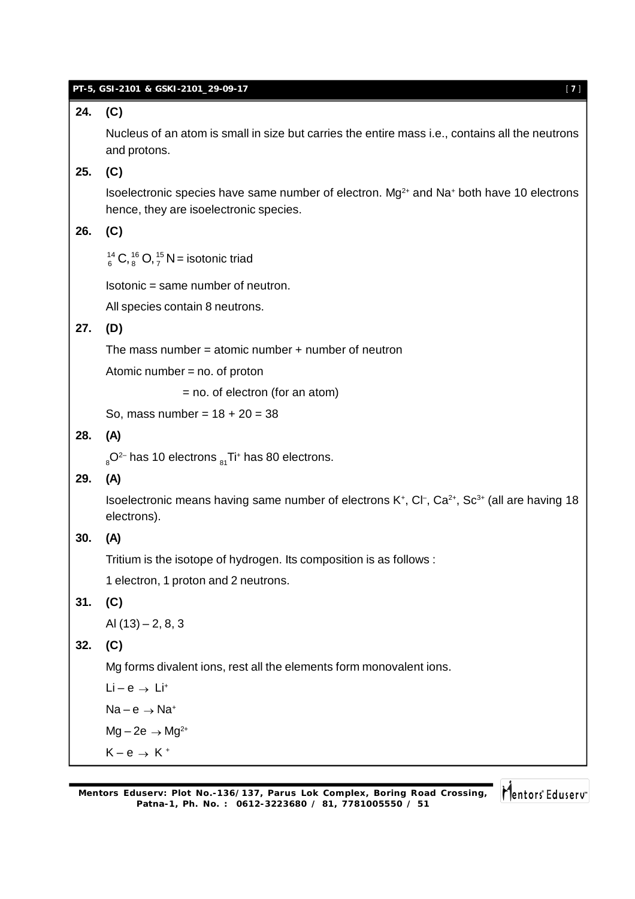**24. (C)**

Nucleus of an atom is small in size but carries the entire mass i.e., contains all the neutrons and protons.

**25. (C)**

Isoelectronic species have same number of electron. $Mg^{2+}$ and $Na^{+}$ both have 10 electrons hence, they are isoelectronic species.

**26. (C)**

${}^{14}_{6}C, {}^{16}_{8}O, {}^{15}_{7}N$ = isotonic triad

Isotonic = same number of neutron.

All species contain 8 neutrons.

**27. (D)**

The mass number = atomic number + number of neutron

Atomic number = no. of proton

= no. of electron (for an atom)

So, mass number = 18 + 20 = 38

**28. (A)**

${}_{8}O^{2-}$ has 10 electrons ${}_{81}Ti^{+}$ has 80 electrons.

**29. (A)**

Isoelectronic means having same number of electrons $K^{+}$, $Cl^{-}$, $Ca^{2+}$, $Sc^{3+}$ (all are having 18 electrons).

**30. (A)**

Tritium is the isotope of hydrogen. Its composition is as follows :

1 electron, 1 proton and 2 neutrons.

**31. (C)**

Al (13) – 2, 8, 3

**32. (C)**

Mg forms divalent ions, rest all the elements form monovalent ions.

$Li - e \rightarrow Li^{+}$

$Na - e \rightarrow Na^{+}$

$Mg - 2e \rightarrow Mg^{2+}$

$K - e \rightarrow K^{+}$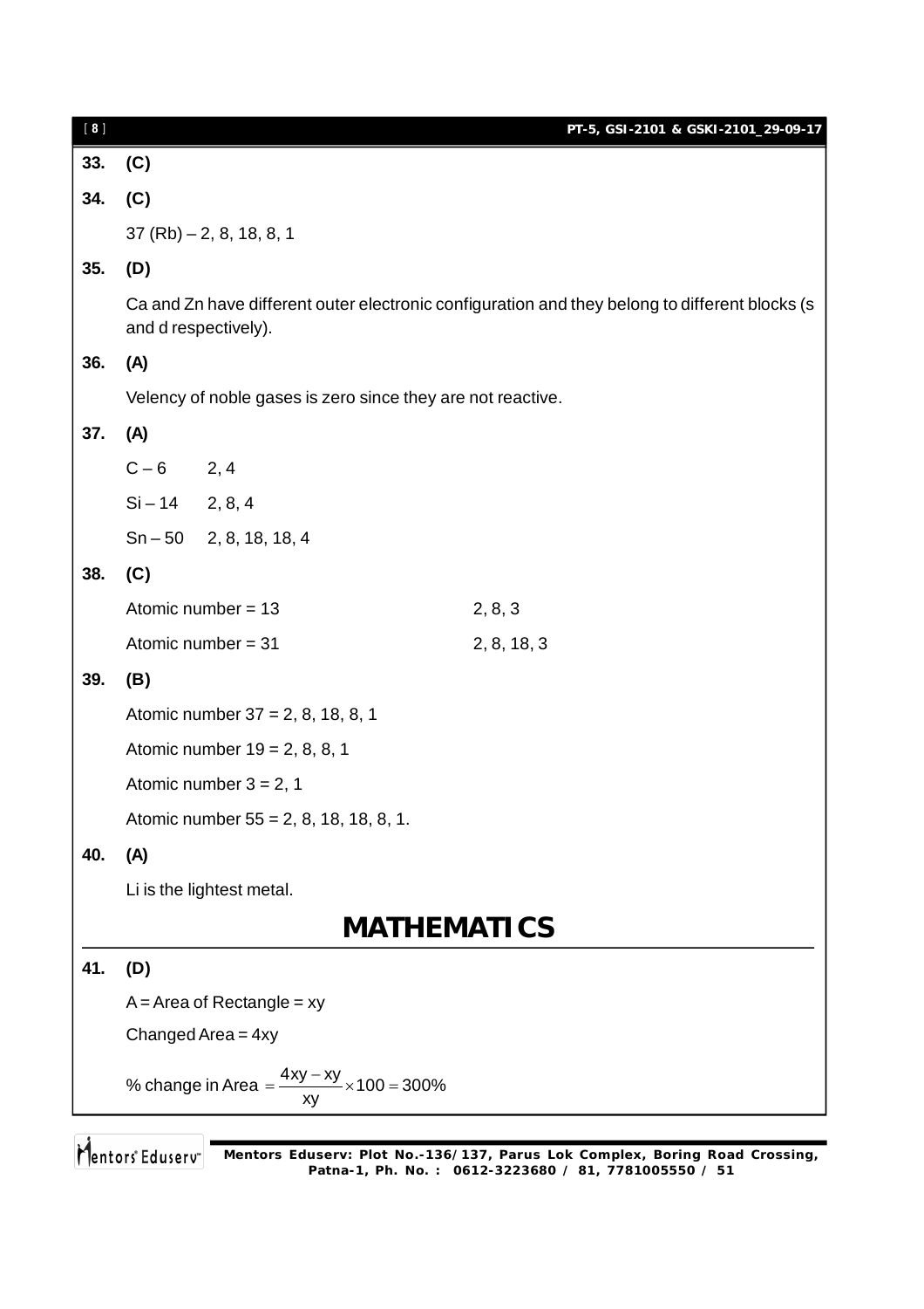**33.** **(C)**

**34.** **(C)**

37 (Rb) – 2, 8, 18, 8, 1

**35.** **(D)**

Ca and Zn have different outer electronic configuration and they belong to different blocks (s and d respectively).

**36.** **(A)**

Velency of noble gases is zero since they are not reactive.

**37.** **(A)**

C – 6     2, 4

Si – 14     2, 8, 4

Sn – 50     2, 8, 18, 18, 4

**38.** **(C)**

Atomic number = 13     2, 8, 3

Atomic number = 31     2, 8, 18, 3

**39.** **(B)**

Atomic number 37 = 2, 8, 18, 8, 1

Atomic number 19 = 2, 8, 8, 1

Atomic number 3 = 2, 1

Atomic number 55 = 2, 8, 18, 18, 8, 1.

**40.** **(A)**

Li is the lightest metal.

# MATHEMATICS

**41.** **(D)**

A = Area of Rectangle = xy

Changed Area = 4xy

% change in Area $= \frac{4xy - xy}{xy} \times 100 = 300\%$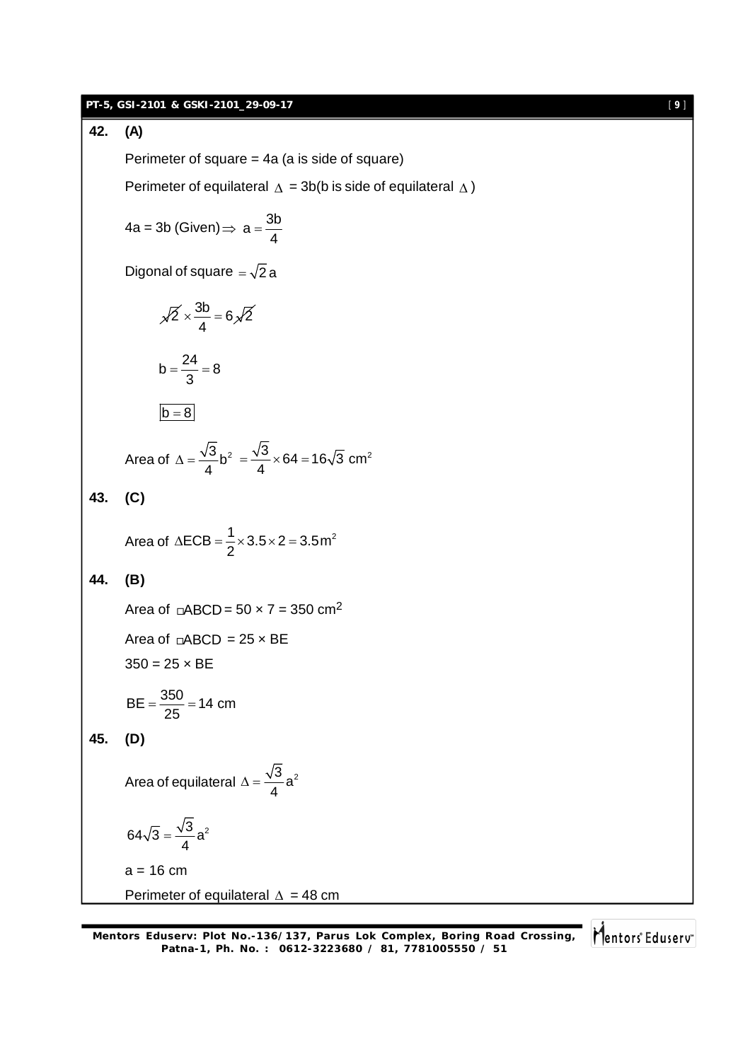**42. (A)**

Perimeter of square = 4a (a is side of square)

Perimeter of equilateral $\Delta$ = 3b(b is side of equilateral $\Delta$)

4a = 3b (Given) $\Rightarrow a = \frac{3b}{4}$

Digonal of square $= \sqrt{2}a$

$$\sqrt{2} \times \frac{3b}{4} = 6\sqrt{2}$$

$$b = \frac{24}{3} = 8$$

$$\boxed{b = 8}$$

Area of $\Delta = \frac{\sqrt{3}}{4}b^2 = \frac{\sqrt{3}}{4} \times 64 = 16\sqrt{3}$ cm$^2$

**43. (C)**

Area of $\Delta ECB = \frac{1}{2} \times 3.5 \times 2 = 3.5 m^2$

**44. (B)**

Area of $\square$ABCD = 50 × 7 = 350 cm$^2$

Area of $\square$ABCD = 25 × BE

350 = 25 × BE

$BE = \frac{350}{25} = 14$ cm

**45. (D)**

Area of equilateral $\Delta = \frac{\sqrt{3}}{4}a^2$

$$64\sqrt{3} = \frac{\sqrt{3}}{4}a^2$$

a = 16 cm

Perimeter of equilateral $\Delta$ = 48 cm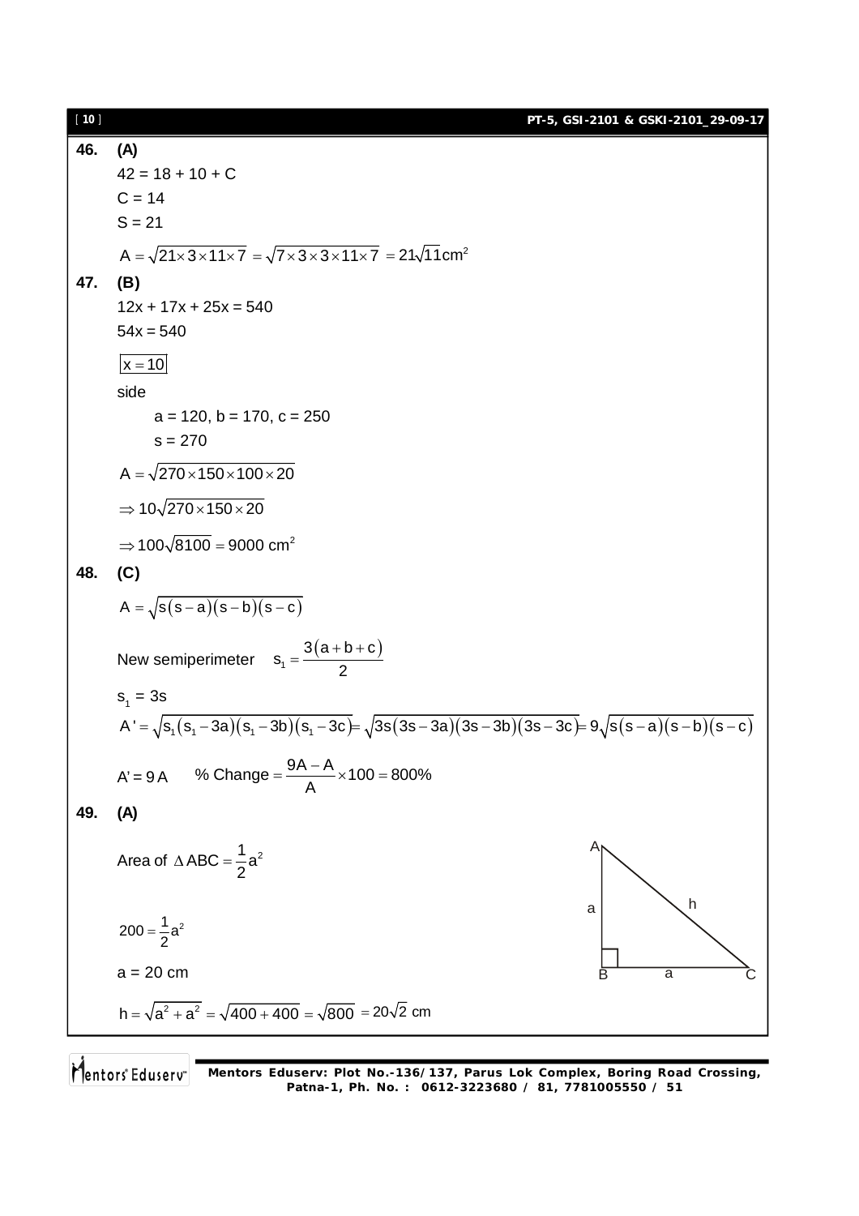**46.** **(A)**

$42 = 18 + 10 + C$

$C = 14$

$S = 21$

$$A = \sqrt{21 \times 3 \times 11 \times 7} = \sqrt{7 \times 3 \times 3 \times 11 \times 7} = 21\sqrt{11}\text{cm}^2$$

**47.** **(B)**

$12x + 17x + 25x = 540$

$54x = 540$

$\boxed{x = 10}$

side

$a = 120,\ b = 170,\ c = 250$

$s = 270$

$$A = \sqrt{270 \times 150 \times 100 \times 20}$$

$$\Rightarrow 10\sqrt{270 \times 150 \times 20}$$

$$\Rightarrow 100\sqrt{8100} = 9000 \text{ cm}^2$$

**48.** **(C)**

$$A = \sqrt{s(s-a)(s-b)(s-c)}$$

New semiperimeter $\quad s_1 = \dfrac{3(a+b+c)}{2}$

$s_1 = 3s$

$$A' = \sqrt{s_1(s_1 - 3a)(s_1 - 3b)(s_1 - 3c)} = \sqrt{3s(3s-3a)(3s-3b)(3s-3c)} = 9\sqrt{s(s-a)(s-b)(s-c)}$$

$A' = 9A \qquad \% \text{ Change} = \dfrac{9A - A}{A} \times 100 = 800\%$

**49.** **(A)**

Area of $\Delta ABC = \dfrac{1}{2}a^2$

$200 = \dfrac{1}{2}a^2$

$a = 20$ cm

$$h = \sqrt{a^2 + a^2} = \sqrt{400 + 400} = \sqrt{800} = 20\sqrt{2} \text{ cm}$$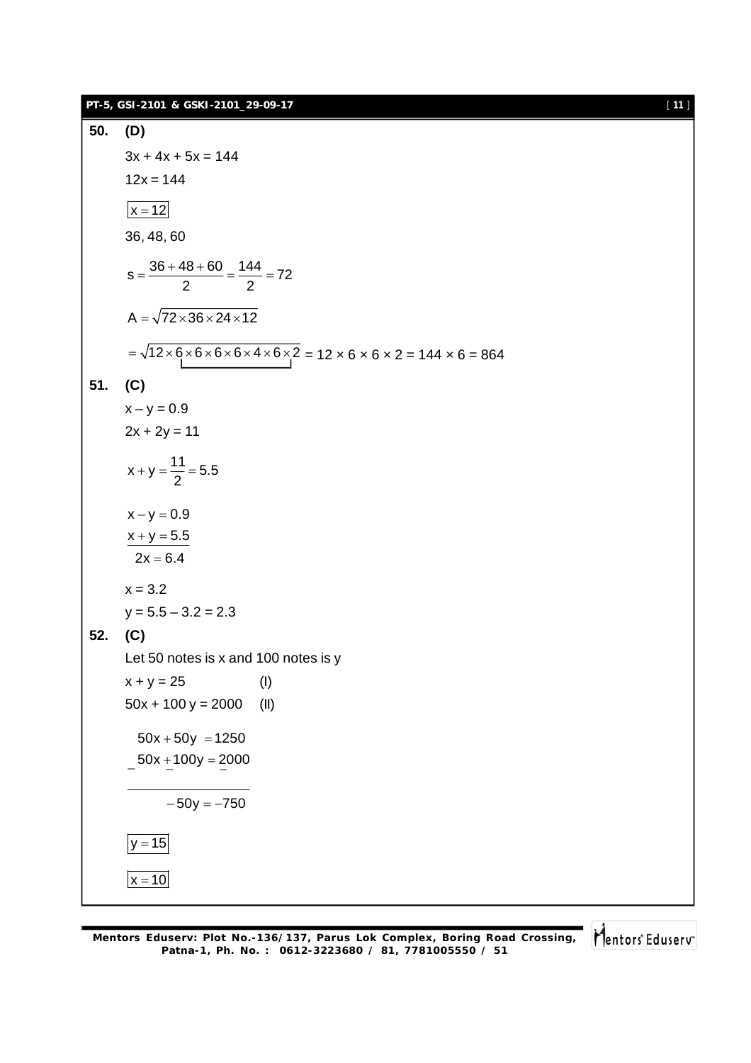**50. (D)**

$3x + 4x + 5x = 144$

$12x = 144$

$\boxed{x = 12}$

36, 48, 60

$$s = \frac{36 + 48 + 60}{2} = \frac{144}{2} = 72$$

$$A = \sqrt{72 \times 36 \times 24 \times 12}$$

$$= \sqrt{12 \times \underbrace{6 \times 6 \times 6 \times 6 \times 4 \times 6}_{} \times 2} = 12 \times 6 \times 6 \times 2 = 144 \times 6 = 864$$

**51. (C)**

$x - y = 0.9$

$2x + 2y = 11$

$$x + y = \frac{11}{2} = 5.5$$

$$\begin{array}{l} x - y = 0.9 \\ \underline{x + y = 5.5} \\ \ \ 2x = 6.4 \end{array}$$

$x = 3.2$

$y = 5.5 - 3.2 = 2.3$

**52. (C)**

Let 50 notes is x and 100 notes is y

$x + y = 25$ (I)

$50x + 100y = 2000$ (II)

$$\begin{array}{r} 50x + 50y = 1250 \\ \underset{-}{}50x \underset{-}{+} 100y = \underset{-}{2000} \\ \hline -50y = -750 \end{array}$$

$\boxed{y = 15}$

$\boxed{x = 10}$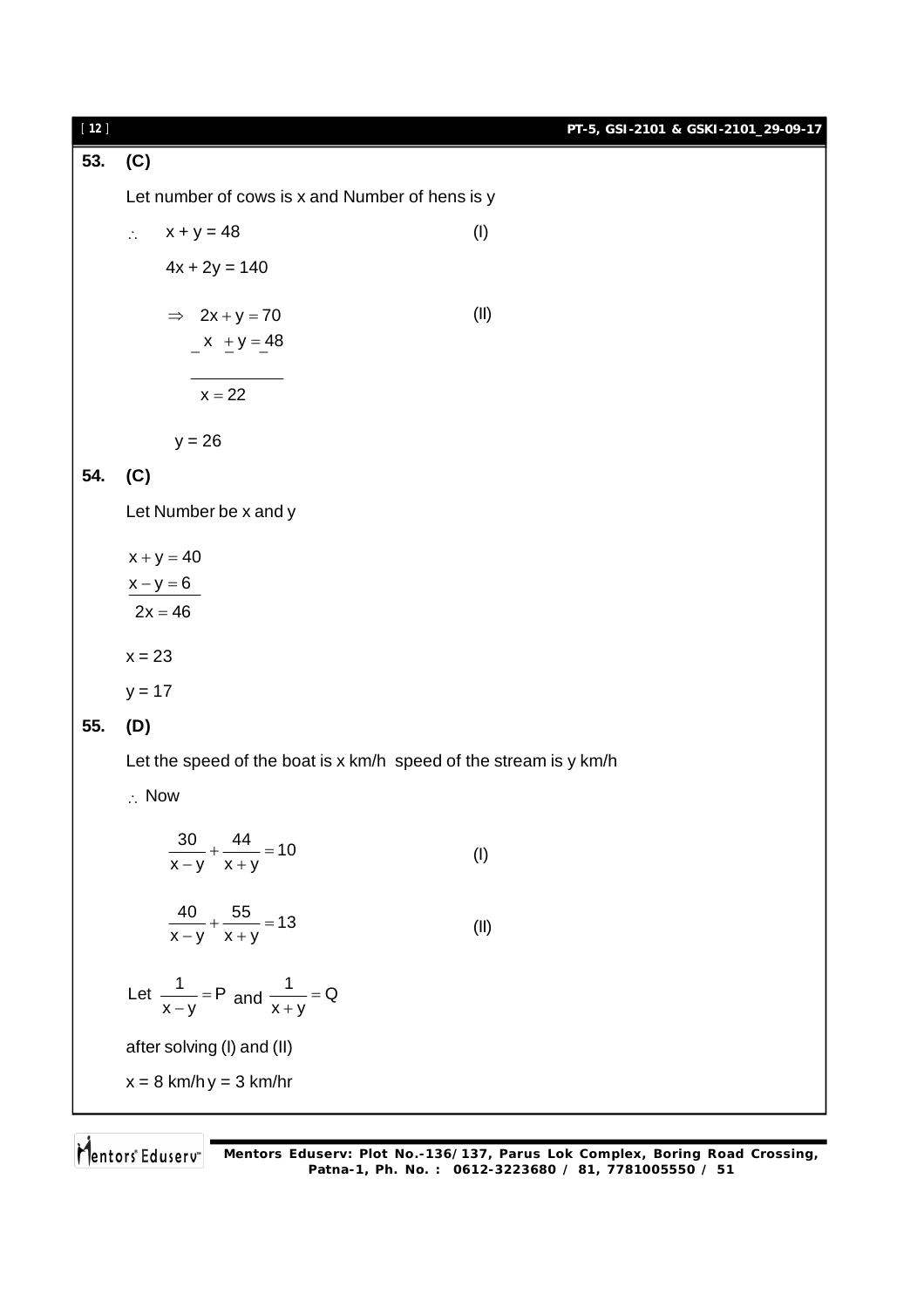**53. (C)**

Let number of cows is x and Number of hens is y

$\therefore \quad x + y = 48 \qquad \text{(I)}$

$4x + 2y = 140$

$\Rightarrow \quad 2x + y = 70 \qquad \text{(II)}$

$\underset{-}{\ } x \ \underset{-}{+} y = \underset{-}{4}8$

$x = 22$

$y = 26$

**54. (C)**

Let Number be x and y

$$x + y = 40$$
$$x - y = 6$$
$$2x = 46$$

$x = 23$

$y = 17$

**55. (D)**

Let the speed of the boat is x km/h speed of the stream is y km/h

$\therefore$ Now

$$\frac{30}{x-y} + \frac{44}{x+y} = 10 \qquad \text{(I)}$$

$$\frac{40}{x-y} + \frac{55}{x+y} = 13 \qquad \text{(II)}$$

Let $\frac{1}{x-y} = P$ and $\frac{1}{x+y} = Q$

after solving (I) and (II)

$x = 8$ km/h $y = 3$ km/hr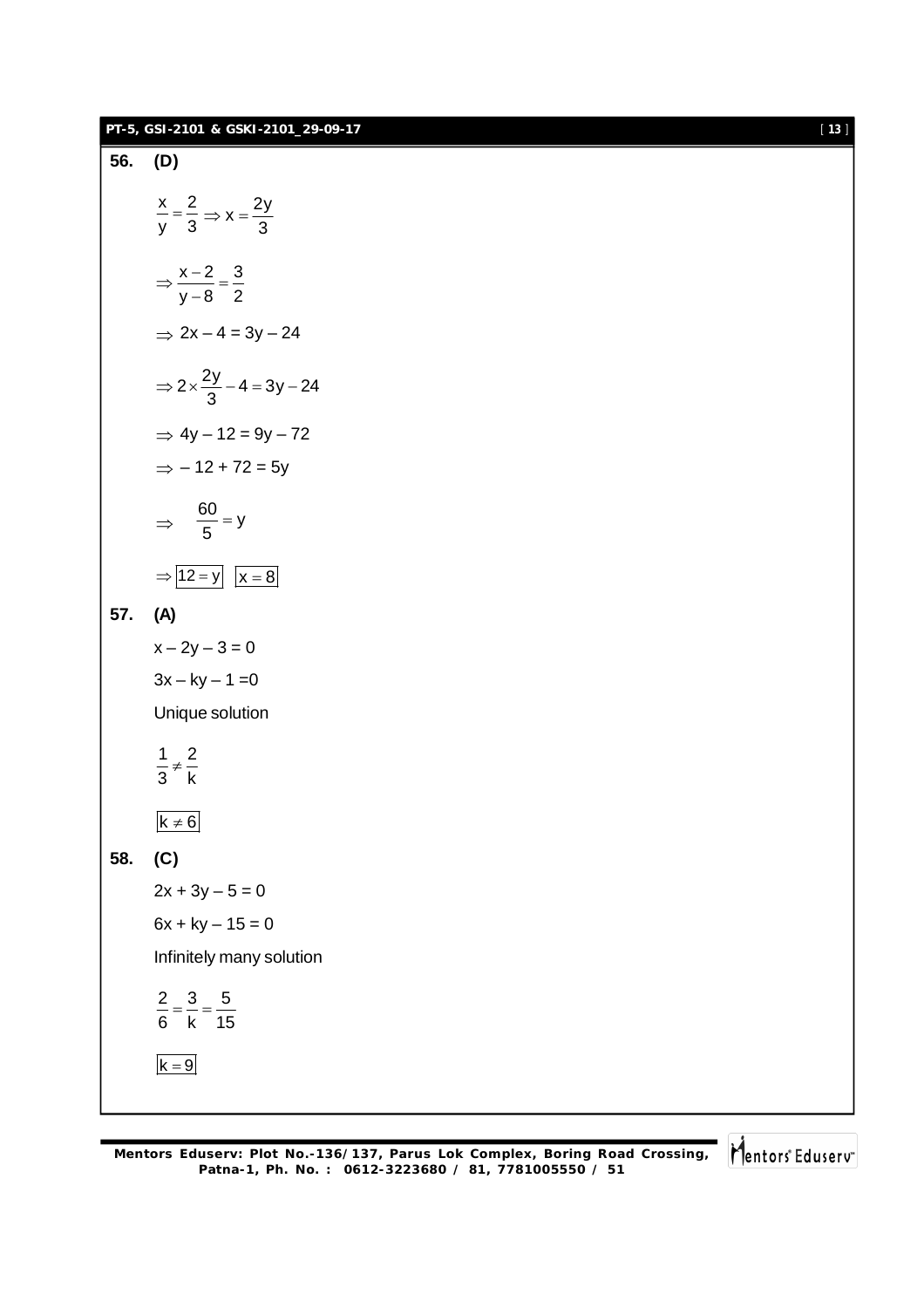**56. (D)**

$$\frac{x}{y} = \frac{2}{3} \Rightarrow x = \frac{2y}{3}$$

$$\Rightarrow \frac{x-2}{y-8} = \frac{3}{2}$$

$$\Rightarrow 2x - 4 = 3y - 24$$

$$\Rightarrow 2 \times \frac{2y}{3} - 4 = 3y - 24$$

$$\Rightarrow 4y - 12 = 9y - 72$$

$$\Rightarrow -12 + 72 = 5y$$

$$\Rightarrow \quad \frac{60}{5} = y$$

$$\Rightarrow \boxed{12 = y} \quad \boxed{x = 8}$$

**57. (A)**

$x - 2y - 3 = 0$

$3x - ky - 1 = 0$

Unique solution

$$\frac{1}{3} \neq \frac{2}{k}$$

$$\boxed{k \neq 6}$$

**58. (C)**

$2x + 3y - 5 = 0$

$6x + ky - 15 = 0$

Infinitely many solution

$$\frac{2}{6} = \frac{3}{k} = \frac{5}{15}$$

$$\boxed{k = 9}$$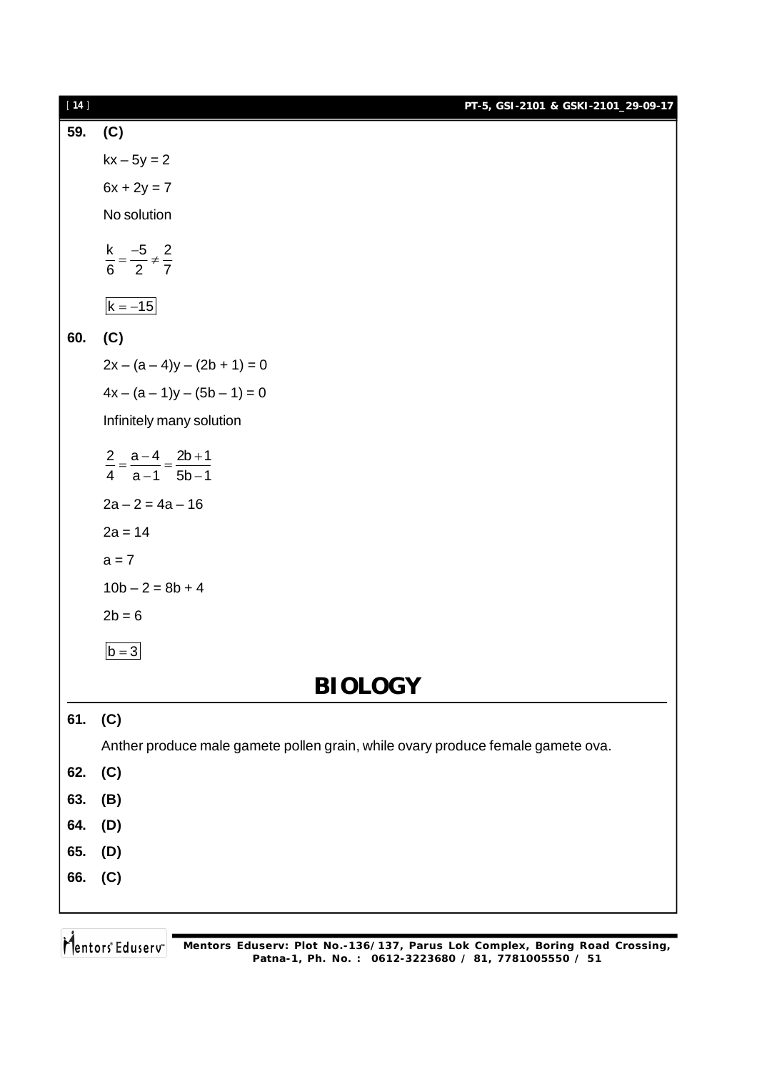**59. (C)**

$kx - 5y = 2$

$6x + 2y = 7$

No solution

$$\frac{k}{6} = \frac{-5}{2} \neq \frac{2}{7}$$

$\boxed{k = -15}$

**60. (C)**

$2x - (a - 4)y - (2b + 1) = 0$

$4x - (a - 1)y - (5b - 1) = 0$

Infinitely many solution

$$\frac{2}{4} = \frac{a-4}{a-1} = \frac{2b+1}{5b-1}$$

$2a - 2 = 4a - 16$

$2a = 14$

$a = 7$

$10b - 2 = 8b + 4$

$2b = 6$

$\boxed{b = 3}$

# BIOLOGY

**61. (C)**

Anther produce male gamete pollen grain, while ovary produce female gamete ova.

**62. (C)**

**63. (B)**

**64. (D)**

**65. (D)**

**66. (C)**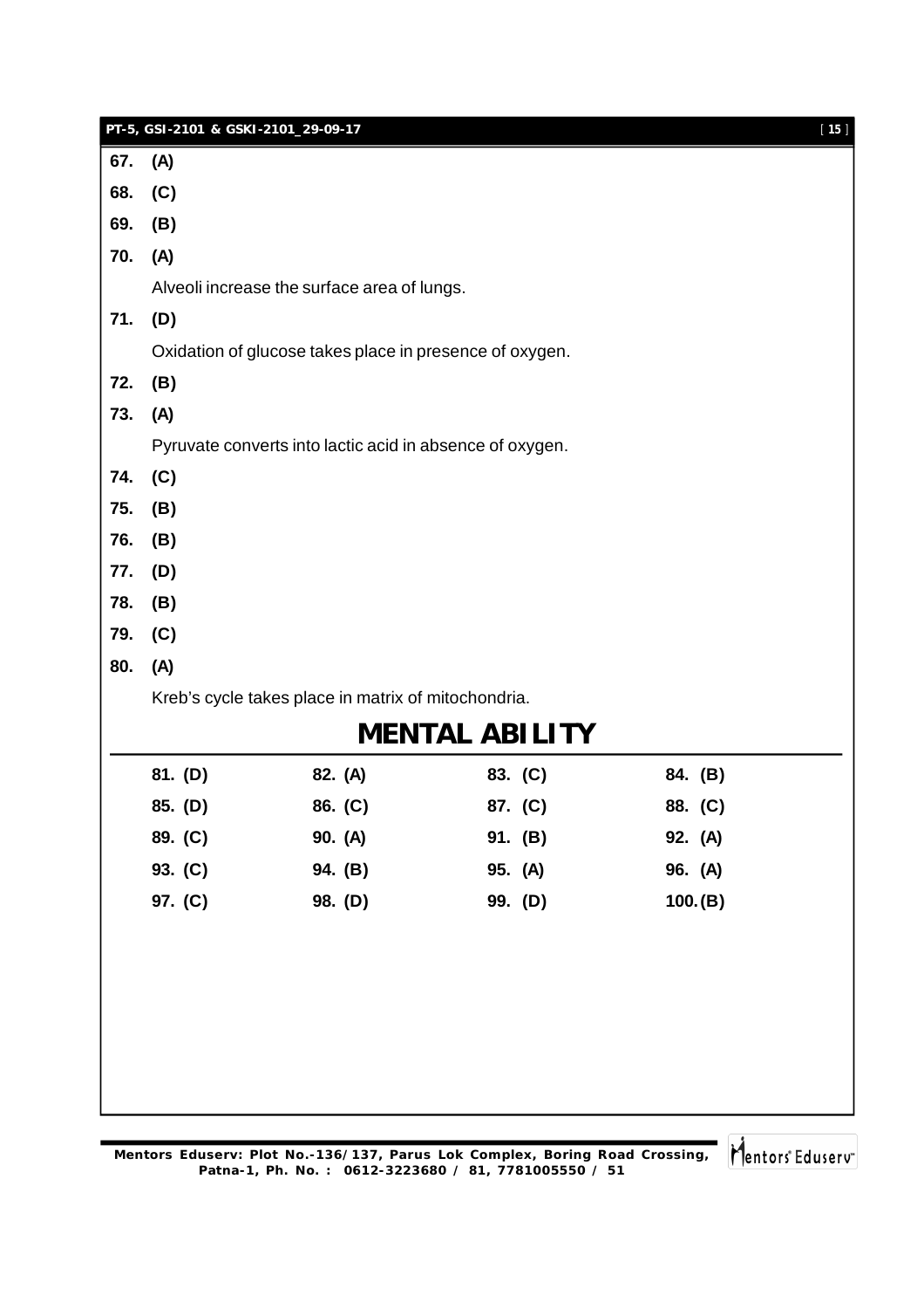**67. (A)**

**68. (C)**

**69. (B)**

**70. (A)**

Alveoli increase the surface area of lungs.

**71. (D)**

Oxidation of glucose takes place in presence of oxygen.

**72. (B)**

**73. (A)**

Pyruvate converts into lactic acid in absence of oxygen.

**74. (C)**

**75. (B)**

**76. (B)**

**77. (D)**

**78. (B)**

**79. (C)**

**80. (A)**

Kreb's cycle takes place in matrix of mitochondria.

# MENTAL ABILITY

| | | | |
|---|---|---|---|
| **81. (D)** | **82. (A)** | **83. (C)** | **84. (B)** |
| **85. (D)** | **86. (C)** | **87. (C)** | **88. (C)** |
| **89. (C)** | **90. (A)** | **91. (B)** | **92. (A)** |
| **93. (C)** | **94. (B)** | **95. (A)** | **96. (A)** |
| **97. (C)** | **98. (D)** | **99. (D)** | **100. (B)** |